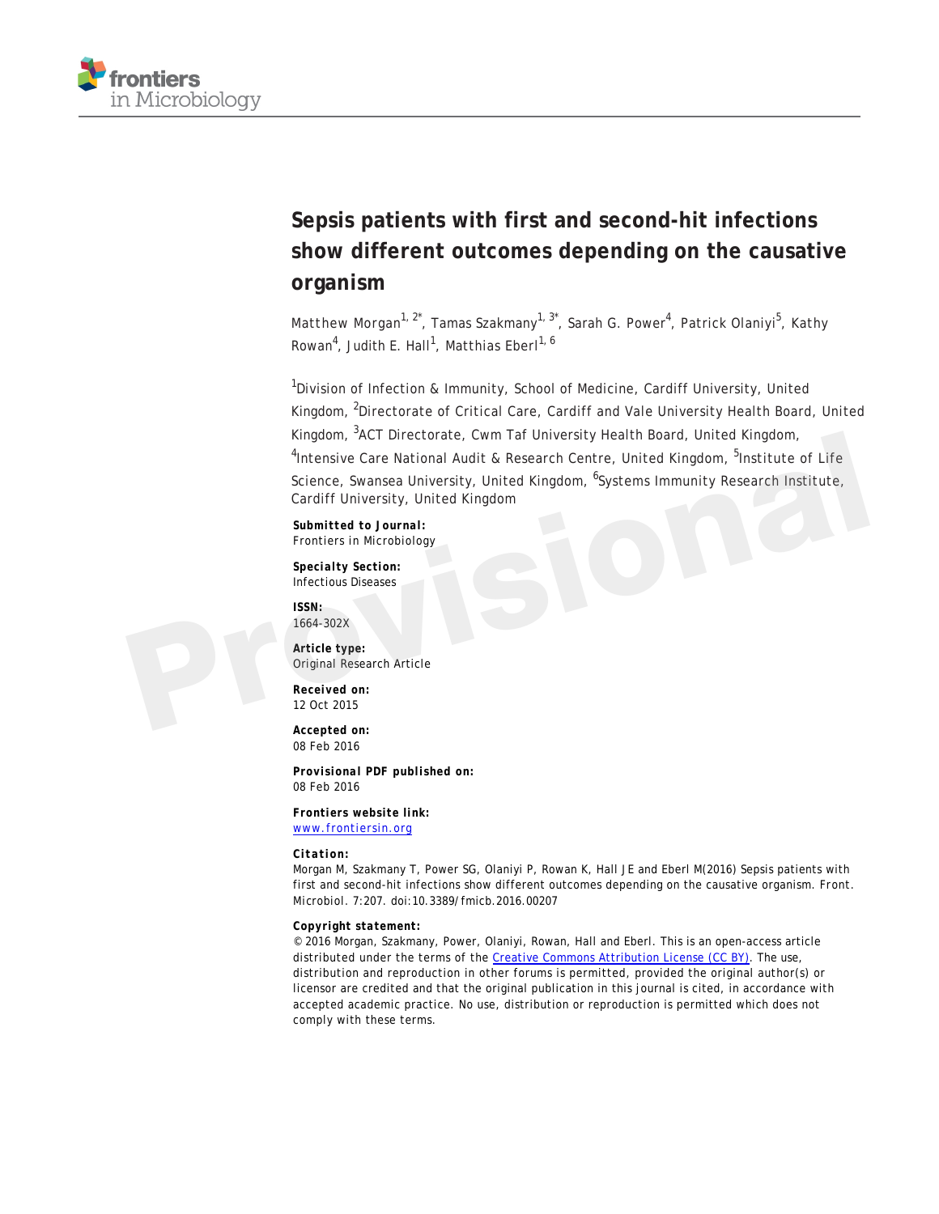# Sepsis patients with first and second-hit infections show different outcomes depending on the causative organism

Matthew Morgan[1, 2*], Tamas Szakmany[1, 3*], Sarah G. Power[4], Patrick Olaniyi[5], Kathy Rowan[4], Judith E. Hall[1], Matthias Eberl[1, 6]

[1]Division of Infection & Immunity, School of Medicine, Cardiff University, United Kingdom, [2]Directorate of Critical Care, Cardiff and Vale University Health Board, United Kingdom, [3]ACT Directorate, Cwm Taf University Health Board, United Kingdom, [4]Intensive Care National Audit & Research Centre, United Kingdom, [5]Institute of Life Science, Swansea University, United Kingdom, [6]Systems Immunity Research Institute, Cardiff University, United Kingdom

**Submitted to Journal:**
Frontiers in Microbiology

**Specialty Section:**
Infectious Diseases

**ISSN:**
1664-302X

**Article type:**
Original Research Article

**Received on:**
12 Oct 2015

**Accepted on:**
08 Feb 2016

**Provisional PDF published on:**
08 Feb 2016

**Frontiers website link:**
www.frontiersin.org

**Citation:**
Morgan M, Szakmany T, Power SG, Olaniyi P, Rowan K, Hall JE and Eberl M(2016) Sepsis patients with first and second-hit infections show different outcomes depending on the causative organism. Front. Microbiol. 7:207. doi:10.3389/fmicb.2016.00207

**Copyright statement:**
© 2016 Morgan, Szakmany, Power, Olaniyi, Rowan, Hall and Eberl. This is an open-access article distributed under the terms of the Creative Commons Attribution License (CC BY). The use, distribution and reproduction in other forums is permitted, provided the original author(s) or licensor are credited and that the original publication in this journal is cited, in accordance with accepted academic practice. No use, distribution or reproduction is permitted which does not comply with these terms.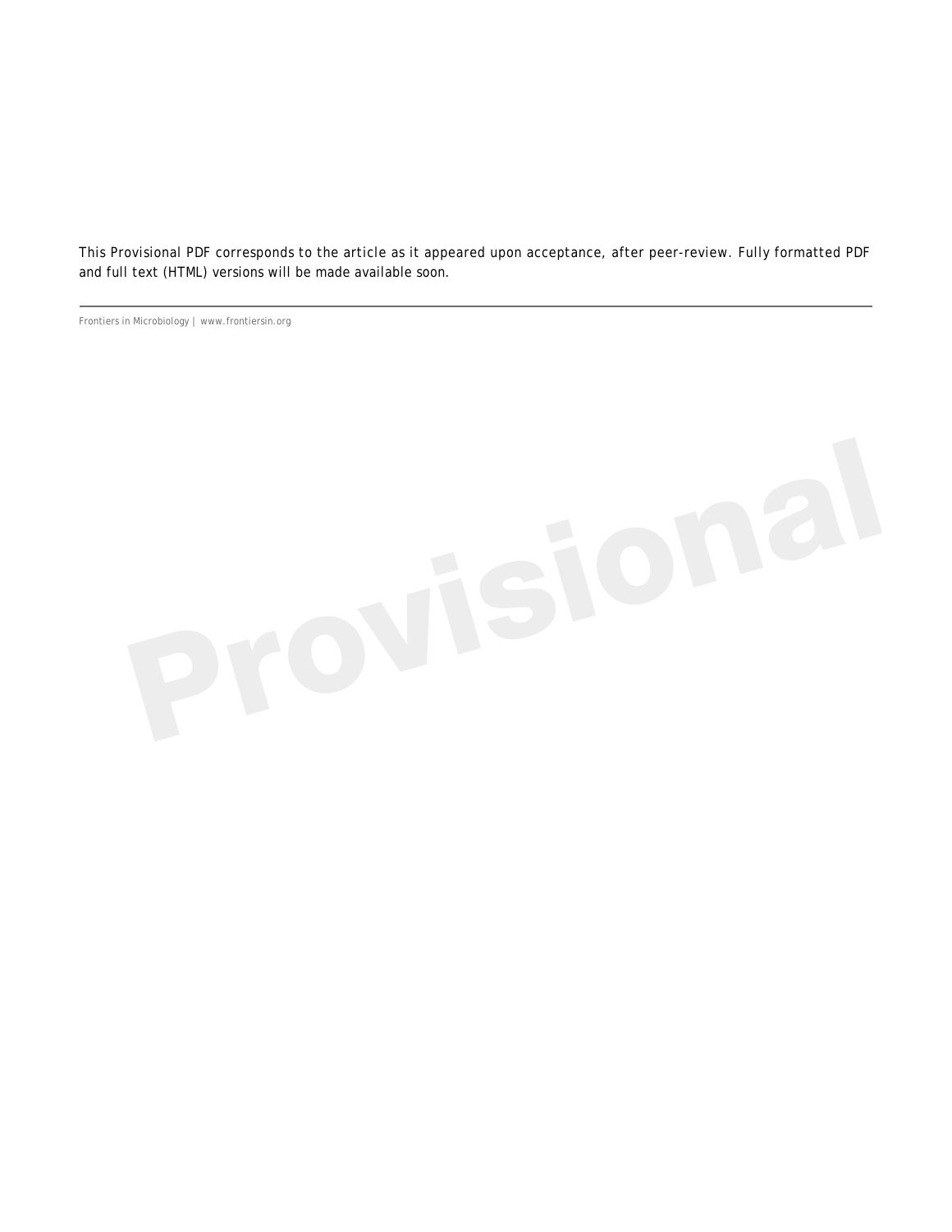This Provisional PDF corresponds to the article as it appeared upon acceptance, after peer-review. Fully formatted PDF and full text (HTML) versions will be made available soon.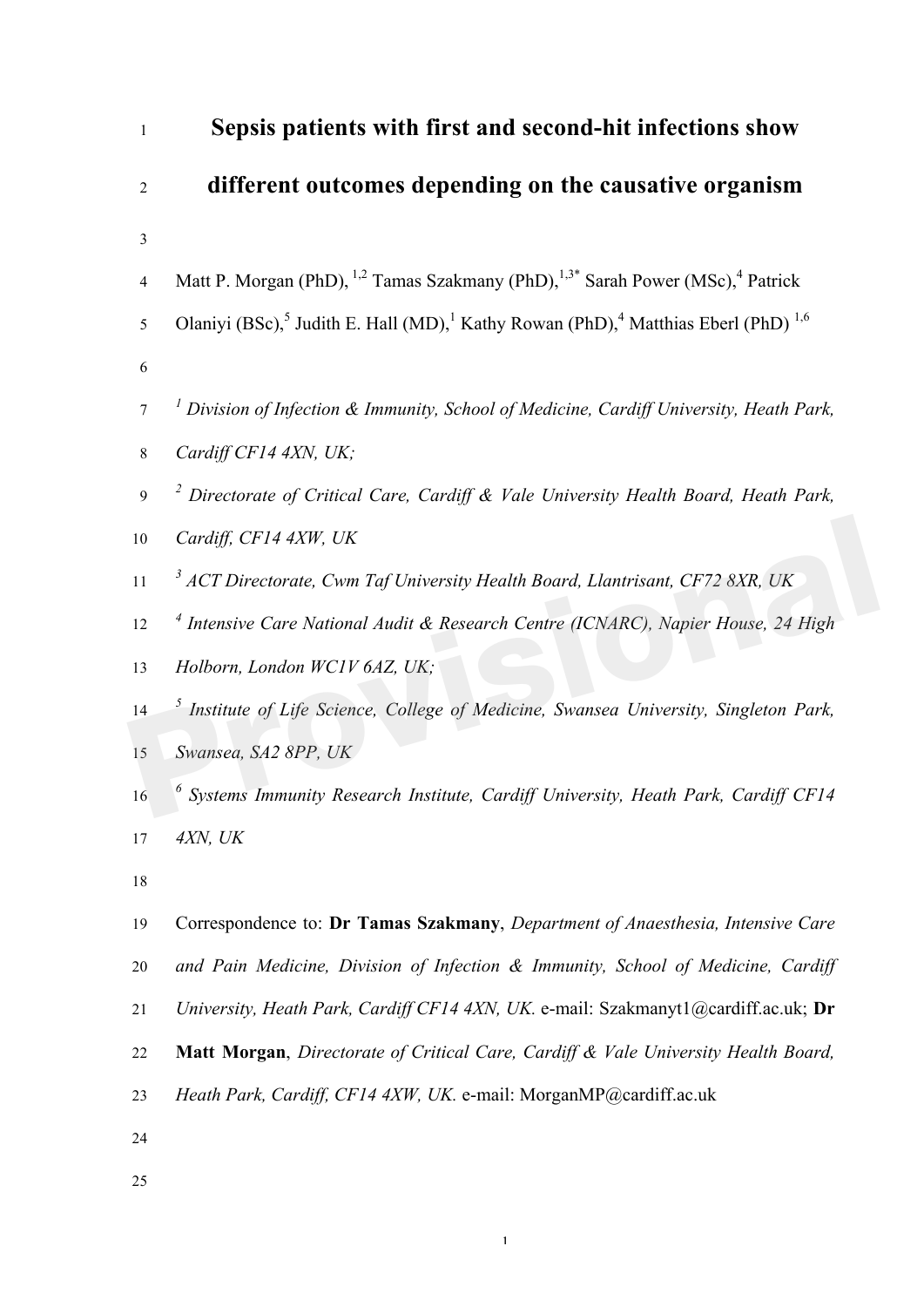# Sepsis patients with first and second-hit infections show different outcomes depending on the causative organism

Matt P. Morgan (PhD), [1,2] Tamas Szakmany (PhD),[1,3*] Sarah Power (MSc),[4] Patrick Olaniyi (BSc),[5] Judith E. Hall (MD),[1] Kathy Rowan (PhD),[4] Matthias Eberl (PhD) [1,6]

*[1] Division of Infection & Immunity, School of Medicine, Cardiff University, Heath Park, Cardiff CF14 4XN, UK;*

*[2] Directorate of Critical Care, Cardiff & Vale University Health Board, Heath Park, Cardiff, CF14 4XW, UK*

*[3] ACT Directorate, Cwm Taf University Health Board, Llantrisant, CF72 8XR, UK*

*[4] Intensive Care National Audit & Research Centre (ICNARC), Napier House, 24 High Holborn, London WC1V 6AZ, UK;*

*[5] Institute of Life Science, College of Medicine, Swansea University, Singleton Park, Swansea, SA2 8PP, UK*

*[6] Systems Immunity Research Institute, Cardiff University, Heath Park, Cardiff CF14 4XN, UK*

Correspondence to: **Dr Tamas Szakmany**, *Department of Anaesthesia, Intensive Care and Pain Medicine, Division of Infection & Immunity, School of Medicine, Cardiff University, Heath Park, Cardiff CF14 4XN, UK.* e-mail: Szakmanyt1@cardiff.ac.uk; **Dr Matt Morgan**, *Directorate of Critical Care, Cardiff & Vale University Health Board, Heath Park, Cardiff, CF14 4XW, UK.* e-mail: MorganMP@cardiff.ac.uk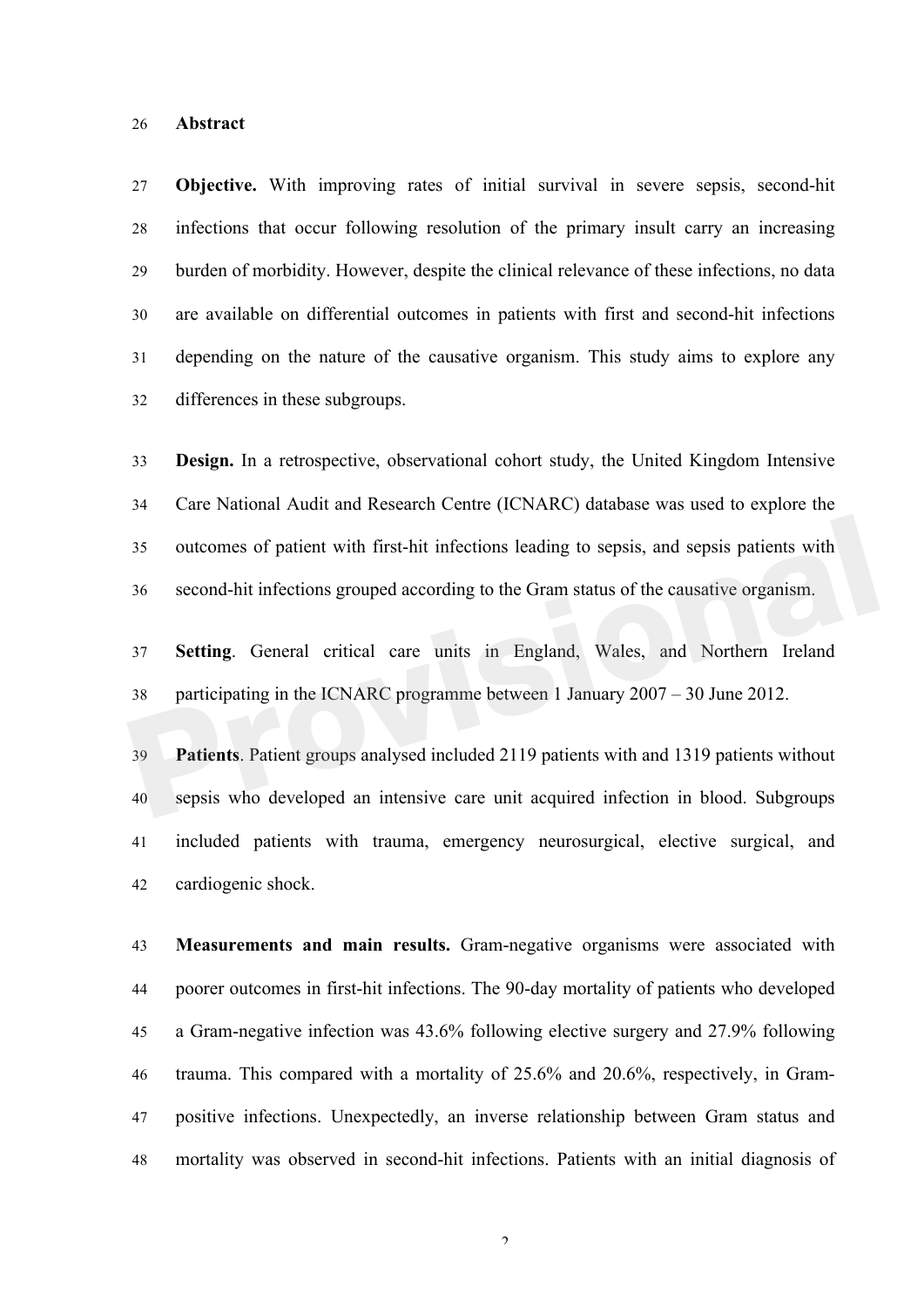## Abstract

**Objective.** With improving rates of initial survival in severe sepsis, second-hit infections that occur following resolution of the primary insult carry an increasing burden of morbidity. However, despite the clinical relevance of these infections, no data are available on differential outcomes in patients with first and second-hit infections depending on the nature of the causative organism. This study aims to explore any differences in these subgroups.

**Design.** In a retrospective, observational cohort study, the United Kingdom Intensive Care National Audit and Research Centre (ICNARC) database was used to explore the outcomes of patient with first-hit infections leading to sepsis, and sepsis patients with second-hit infections grouped according to the Gram status of the causative organism.

**Setting**. General critical care units in England, Wales, and Northern Ireland participating in the ICNARC programme between 1 January 2007 – 30 June 2012.

**Patients**. Patient groups analysed included 2119 patients with and 1319 patients without sepsis who developed an intensive care unit acquired infection in blood. Subgroups included patients with trauma, emergency neurosurgical, elective surgical, and cardiogenic shock.

**Measurements and main results.** Gram-negative organisms were associated with poorer outcomes in first-hit infections. The 90-day mortality of patients who developed a Gram-negative infection was 43.6% following elective surgery and 27.9% following trauma. This compared with a mortality of 25.6% and 20.6%, respectively, in Gram-positive infections. Unexpectedly, an inverse relationship between Gram status and mortality was observed in second-hit infections. Patients with an initial diagnosis of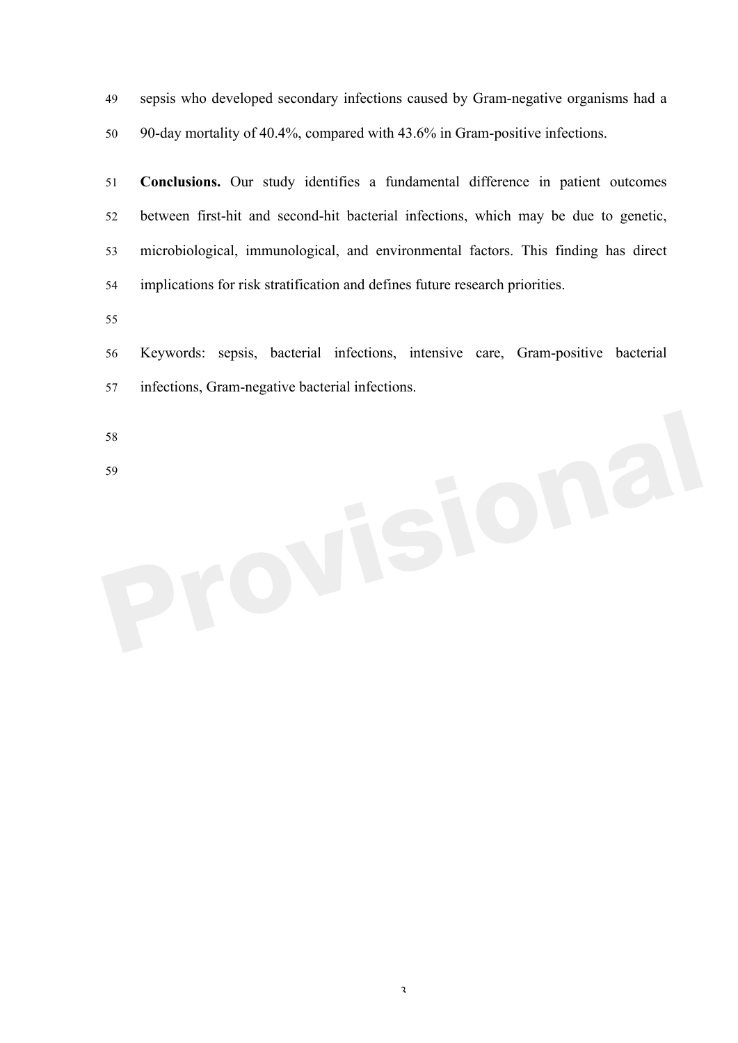sepsis who developed secondary infections caused by Gram-negative organisms had a 90-day mortality of 40.4%, compared with 43.6% in Gram-positive infections.

**Conclusions.** Our study identifies a fundamental difference in patient outcomes between first-hit and second-hit bacterial infections, which may be due to genetic, microbiological, immunological, and environmental factors. This finding has direct implications for risk stratification and defines future research priorities.

Keywords: sepsis, bacterial infections, intensive care, Gram-positive bacterial infections, Gram-negative bacterial infections.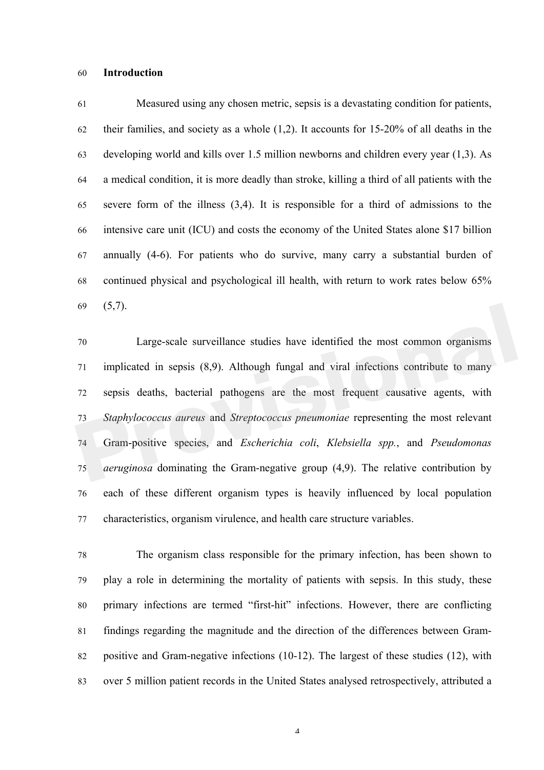## Introduction

Measured using any chosen metric, sepsis is a devastating condition for patients, their families, and society as a whole (1,2). It accounts for 15-20% of all deaths in the developing world and kills over 1.5 million newborns and children every year (1,3). As a medical condition, it is more deadly than stroke, killing a third of all patients with the severe form of the illness (3,4). It is responsible for a third of admissions to the intensive care unit (ICU) and costs the economy of the United States alone $17 billion annually (4-6). For patients who do survive, many carry a substantial burden of continued physical and psychological ill health, with return to work rates below 65% (5,7).

Large-scale surveillance studies have identified the most common organisms implicated in sepsis (8,9). Although fungal and viral infections contribute to many sepsis deaths, bacterial pathogens are the most frequent causative agents, with *Staphylococcus aureus* and *Streptococcus pneumoniae* representing the most relevant Gram-positive species, and *Escherichia coli*, *Klebsiella spp.*, and *Pseudomonas aeruginosa* dominating the Gram-negative group (4,9). The relative contribution by each of these different organism types is heavily influenced by local population characteristics, organism virulence, and health care structure variables.

The organism class responsible for the primary infection, has been shown to play a role in determining the mortality of patients with sepsis. In this study, these primary infections are termed "first-hit" infections. However, there are conflicting findings regarding the magnitude and the direction of the differences between Gram-positive and Gram-negative infections (10-12). The largest of these studies (12), with over 5 million patient records in the United States analysed retrospectively, attributed a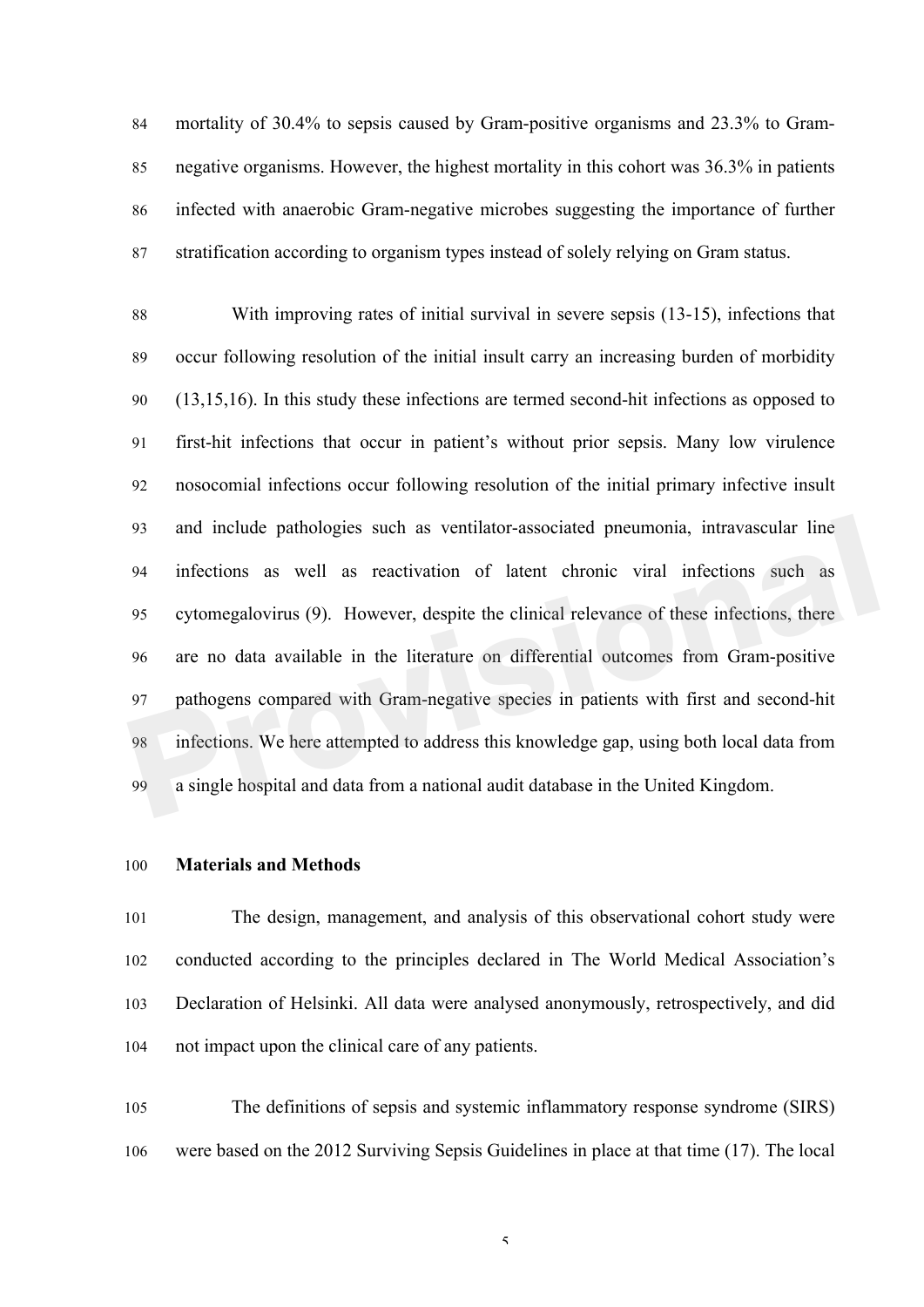mortality of 30.4% to sepsis caused by Gram-positive organisms and 23.3% to Gram-negative organisms. However, the highest mortality in this cohort was 36.3% in patients infected with anaerobic Gram-negative microbes suggesting the importance of further stratification according to organism types instead of solely relying on Gram status.

With improving rates of initial survival in severe sepsis (13-15), infections that occur following resolution of the initial insult carry an increasing burden of morbidity (13,15,16). In this study these infections are termed second-hit infections as opposed to first-hit infections that occur in patient's without prior sepsis. Many low virulence nosocomial infections occur following resolution of the initial primary infective insult and include pathologies such as ventilator-associated pneumonia, intravascular line infections as well as reactivation of latent chronic viral infections such as cytomegalovirus (9). However, despite the clinical relevance of these infections, there are no data available in the literature on differential outcomes from Gram-positive pathogens compared with Gram-negative species in patients with first and second-hit infections. We here attempted to address this knowledge gap, using both local data from a single hospital and data from a national audit database in the United Kingdom.

## Materials and Methods

The design, management, and analysis of this observational cohort study were conducted according to the principles declared in The World Medical Association's Declaration of Helsinki. All data were analysed anonymously, retrospectively, and did not impact upon the clinical care of any patients.

The definitions of sepsis and systemic inflammatory response syndrome (SIRS) were based on the 2012 Surviving Sepsis Guidelines in place at that time (17). The local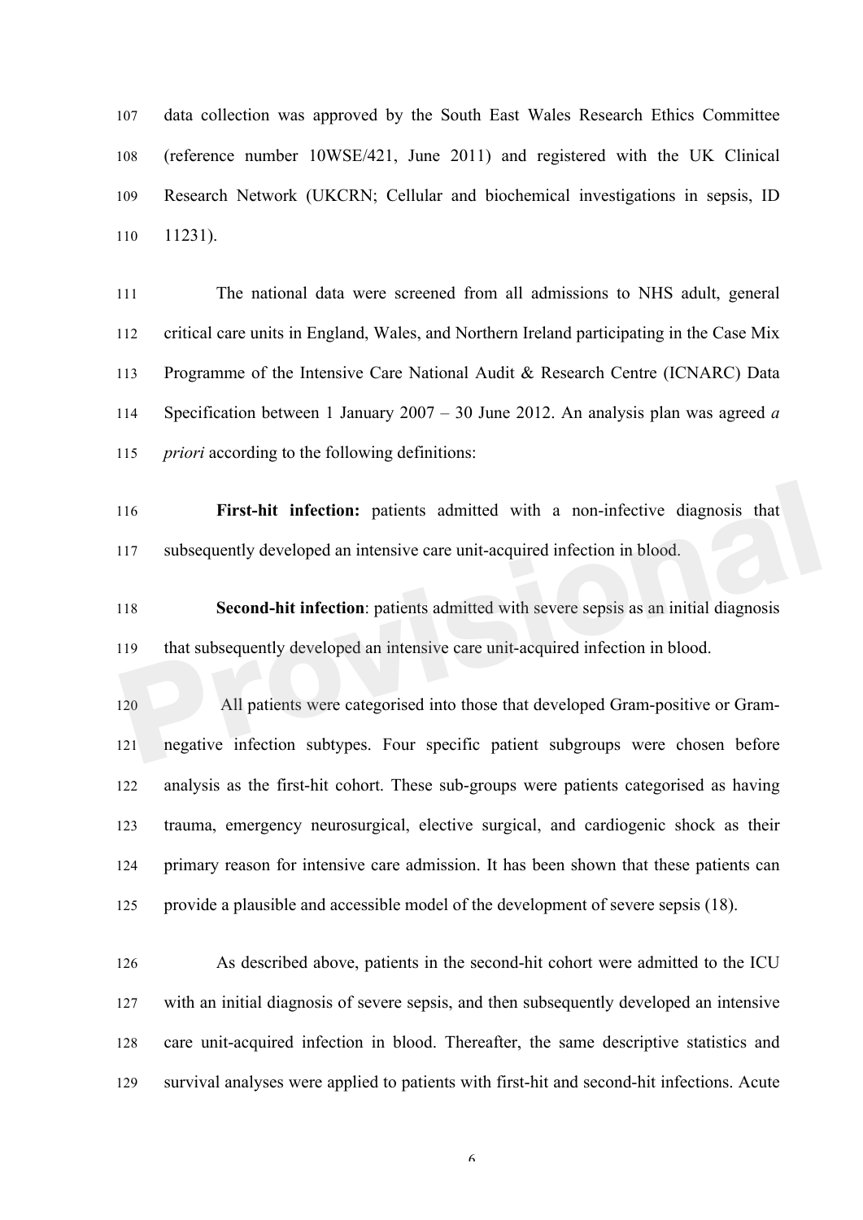data collection was approved by the South East Wales Research Ethics Committee (reference number 10WSE/421, June 2011) and registered with the UK Clinical Research Network (UKCRN; Cellular and biochemical investigations in sepsis, ID 11231).

The national data were screened from all admissions to NHS adult, general critical care units in England, Wales, and Northern Ireland participating in the Case Mix Programme of the Intensive Care National Audit & Research Centre (ICNARC) Data Specification between 1 January 2007 – 30 June 2012. An analysis plan was agreed *a priori* according to the following definitions:

**First-hit infection:** patients admitted with a non-infective diagnosis that subsequently developed an intensive care unit-acquired infection in blood.

**Second-hit infection**: patients admitted with severe sepsis as an initial diagnosis that subsequently developed an intensive care unit-acquired infection in blood.

All patients were categorised into those that developed Gram-positive or Gram-negative infection subtypes. Four specific patient subgroups were chosen before analysis as the first-hit cohort. These sub-groups were patients categorised as having trauma, emergency neurosurgical, elective surgical, and cardiogenic shock as their primary reason for intensive care admission. It has been shown that these patients can provide a plausible and accessible model of the development of severe sepsis (18).

As described above, patients in the second-hit cohort were admitted to the ICU with an initial diagnosis of severe sepsis, and then subsequently developed an intensive care unit-acquired infection in blood. Thereafter, the same descriptive statistics and survival analyses were applied to patients with first-hit and second-hit infections. Acute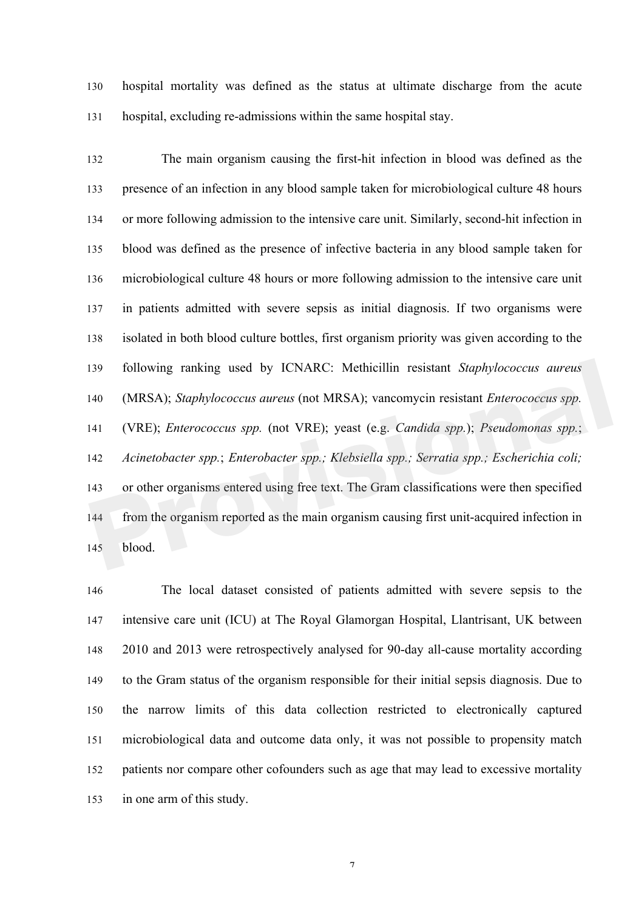hospital mortality was defined as the status at ultimate discharge from the acute hospital, excluding re-admissions within the same hospital stay.

The main organism causing the first-hit infection in blood was defined as the presence of an infection in any blood sample taken for microbiological culture 48 hours or more following admission to the intensive care unit. Similarly, second-hit infection in blood was defined as the presence of infective bacteria in any blood sample taken for microbiological culture 48 hours or more following admission to the intensive care unit in patients admitted with severe sepsis as initial diagnosis. If two organisms were isolated in both blood culture bottles, first organism priority was given according to the following ranking used by ICNARC: Methicillin resistant *Staphylococcus aureus* (MRSA); *Staphylococcus aureus* (not MRSA); vancomycin resistant *Enterococcus spp.* (VRE); *Enterococcus spp.* (not VRE); yeast (e.g. *Candida spp.*); *Pseudomonas spp.*; *Acinetobacter spp.*; *Enterobacter spp.; Klebsiella spp.; Serratia spp.; Escherichia coli;* or other organisms entered using free text. The Gram classifications were then specified from the organism reported as the main organism causing first unit-acquired infection in blood.

The local dataset consisted of patients admitted with severe sepsis to the intensive care unit (ICU) at The Royal Glamorgan Hospital, Llantrisant, UK between 2010 and 2013 were retrospectively analysed for 90-day all-cause mortality according to the Gram status of the organism responsible for their initial sepsis diagnosis. Due to the narrow limits of this data collection restricted to electronically captured microbiological data and outcome data only, it was not possible to propensity match patients nor compare other cofounders such as age that may lead to excessive mortality in one arm of this study.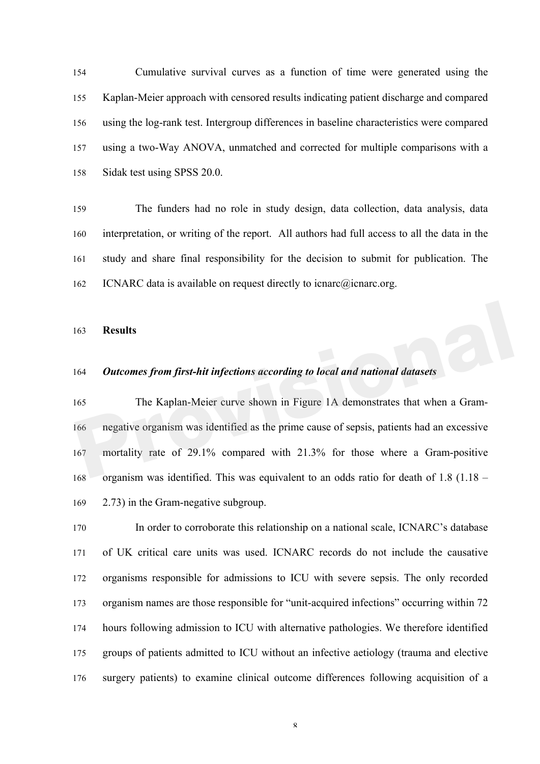Cumulative survival curves as a function of time were generated using the Kaplan-Meier approach with censored results indicating patient discharge and compared using the log-rank test. Intergroup differences in baseline characteristics were compared using a two-Way ANOVA, unmatched and corrected for multiple comparisons with a Sidak test using SPSS 20.0.

The funders had no role in study design, data collection, data analysis, data interpretation, or writing of the report. All authors had full access to all the data in the study and share final responsibility for the decision to submit for publication. The ICNARC data is available on request directly to icnarc@icnarc.org.

## Results

### *Outcomes from first-hit infections according to local and national datasets*

The Kaplan-Meier curve shown in Figure 1A demonstrates that when a Gram-negative organism was identified as the prime cause of sepsis, patients had an excessive mortality rate of 29.1% compared with 21.3% for those where a Gram-positive organism was identified. This was equivalent to an odds ratio for death of 1.8 (1.18 – 2.73) in the Gram-negative subgroup.

In order to corroborate this relationship on a national scale, ICNARC's database of UK critical care units was used. ICNARC records do not include the causative organisms responsible for admissions to ICU with severe sepsis. The only recorded organism names are those responsible for "unit-acquired infections" occurring within 72 hours following admission to ICU with alternative pathologies. We therefore identified groups of patients admitted to ICU without an infective aetiology (trauma and elective surgery patients) to examine clinical outcome differences following acquisition of a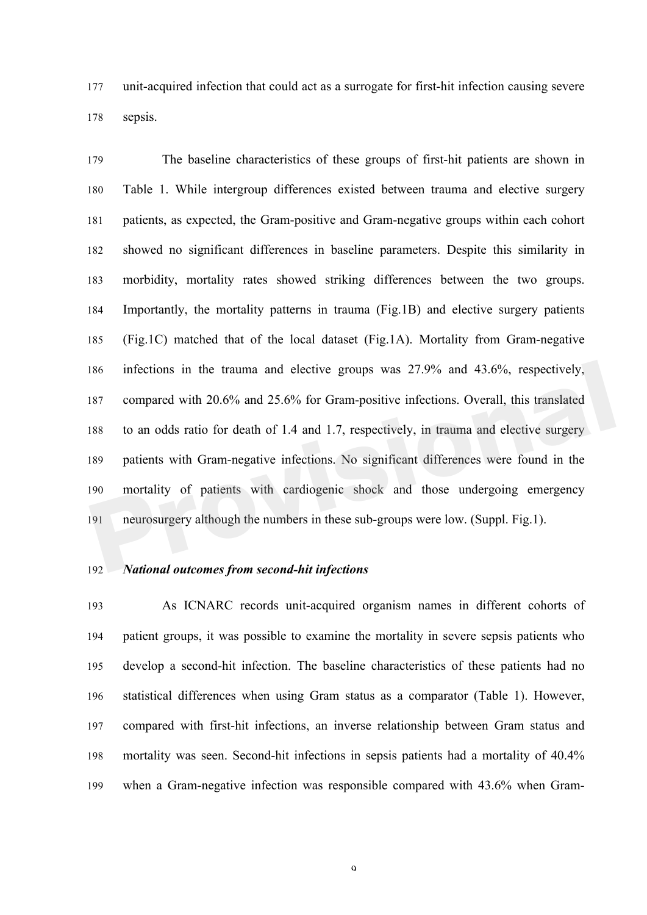unit-acquired infection that could act as a surrogate for first-hit infection causing severe sepsis.

The baseline characteristics of these groups of first-hit patients are shown in Table 1. While intergroup differences existed between trauma and elective surgery patients, as expected, the Gram-positive and Gram-negative groups within each cohort showed no significant differences in baseline parameters. Despite this similarity in morbidity, mortality rates showed striking differences between the two groups. Importantly, the mortality patterns in trauma (Fig.1B) and elective surgery patients (Fig.1C) matched that of the local dataset (Fig.1A). Mortality from Gram-negative infections in the trauma and elective groups was 27.9% and 43.6%, respectively, compared with 20.6% and 25.6% for Gram-positive infections. Overall, this translated to an odds ratio for death of 1.4 and 1.7, respectively, in trauma and elective surgery patients with Gram-negative infections. No significant differences were found in the mortality of patients with cardiogenic shock and those undergoing emergency neurosurgery although the numbers in these sub-groups were low. (Suppl. Fig.1).

***National outcomes from second-hit infections***

As ICNARC records unit-acquired organism names in different cohorts of patient groups, it was possible to examine the mortality in severe sepsis patients who develop a second-hit infection. The baseline characteristics of these patients had no statistical differences when using Gram status as a comparator (Table 1). However, compared with first-hit infections, an inverse relationship between Gram status and mortality was seen. Second-hit infections in sepsis patients had a mortality of 40.4% when a Gram-negative infection was responsible compared with 43.6% when Gram-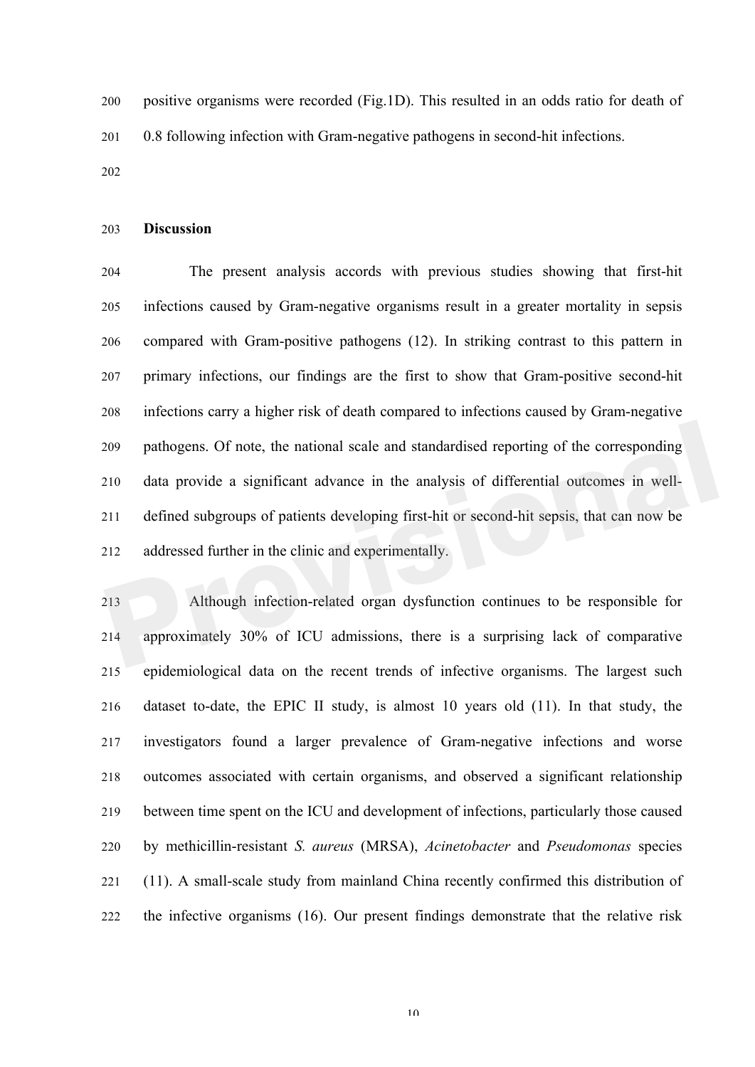positive organisms were recorded (Fig.1D). This resulted in an odds ratio for death of 0.8 following infection with Gram-negative pathogens in second-hit infections.

## Discussion

The present analysis accords with previous studies showing that first-hit infections caused by Gram-negative organisms result in a greater mortality in sepsis compared with Gram-positive pathogens (12). In striking contrast to this pattern in primary infections, our findings are the first to show that Gram-positive second-hit infections carry a higher risk of death compared to infections caused by Gram-negative pathogens. Of note, the national scale and standardised reporting of the corresponding data provide a significant advance in the analysis of differential outcomes in well-defined subgroups of patients developing first-hit or second-hit sepsis, that can now be addressed further in the clinic and experimentally.

Although infection-related organ dysfunction continues to be responsible for approximately 30% of ICU admissions, there is a surprising lack of comparative epidemiological data on the recent trends of infective organisms. The largest such dataset to-date, the EPIC II study, is almost 10 years old (11). In that study, the investigators found a larger prevalence of Gram-negative infections and worse outcomes associated with certain organisms, and observed a significant relationship between time spent on the ICU and development of infections, particularly those caused by methicillin-resistant *S. aureus* (MRSA), *Acinetobacter* and *Pseudomonas* species (11). A small-scale study from mainland China recently confirmed this distribution of the infective organisms (16). Our present findings demonstrate that the relative risk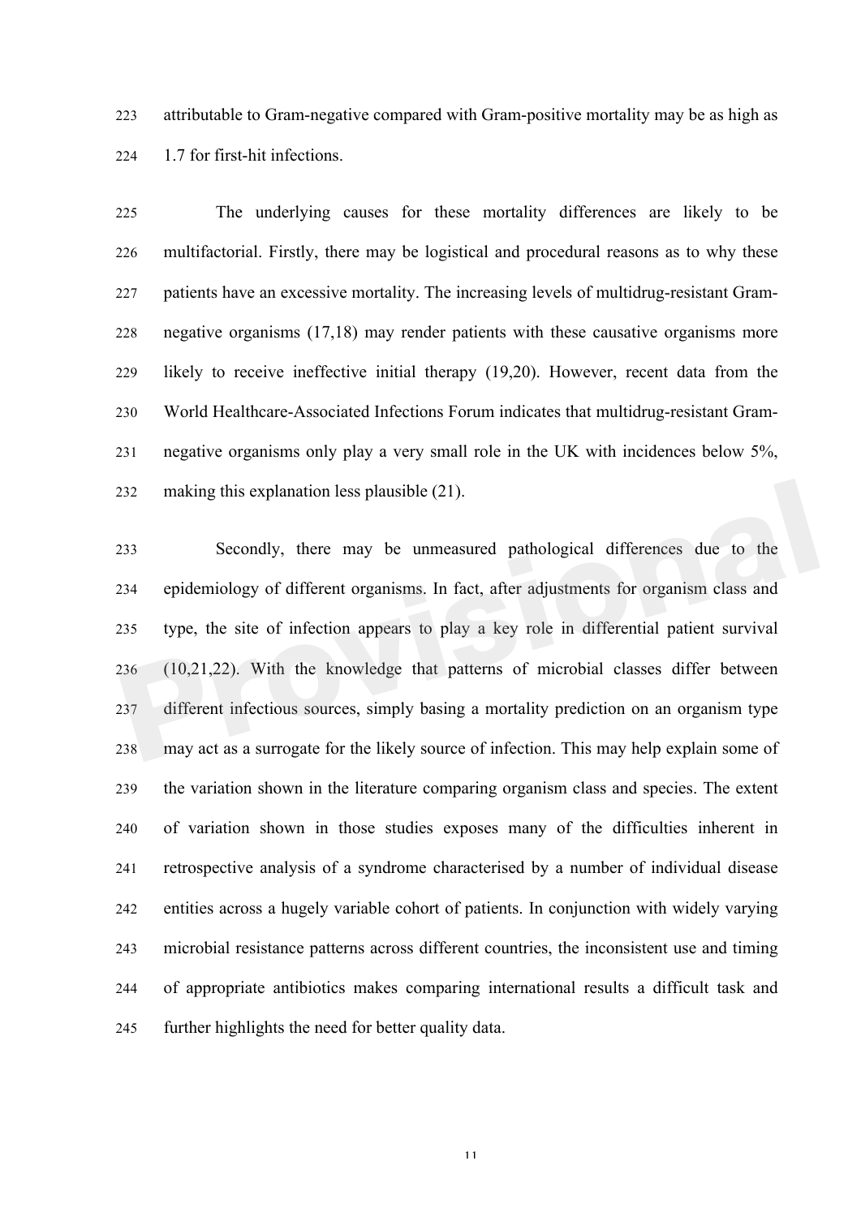attributable to Gram-negative compared with Gram-positive mortality may be as high as 1.7 for first-hit infections.

The underlying causes for these mortality differences are likely to be multifactorial. Firstly, there may be logistical and procedural reasons as to why these patients have an excessive mortality. The increasing levels of multidrug-resistant Gram-negative organisms (17,18) may render patients with these causative organisms more likely to receive ineffective initial therapy (19,20). However, recent data from the World Healthcare-Associated Infections Forum indicates that multidrug-resistant Gram-negative organisms only play a very small role in the UK with incidences below 5%, making this explanation less plausible (21).

Secondly, there may be unmeasured pathological differences due to the epidemiology of different organisms. In fact, after adjustments for organism class and type, the site of infection appears to play a key role in differential patient survival (10,21,22). With the knowledge that patterns of microbial classes differ between different infectious sources, simply basing a mortality prediction on an organism type may act as a surrogate for the likely source of infection. This may help explain some of the variation shown in the literature comparing organism class and species. The extent of variation shown in those studies exposes many of the difficulties inherent in retrospective analysis of a syndrome characterised by a number of individual disease entities across a hugely variable cohort of patients. In conjunction with widely varying microbial resistance patterns across different countries, the inconsistent use and timing of appropriate antibiotics makes comparing international results a difficult task and further highlights the need for better quality data.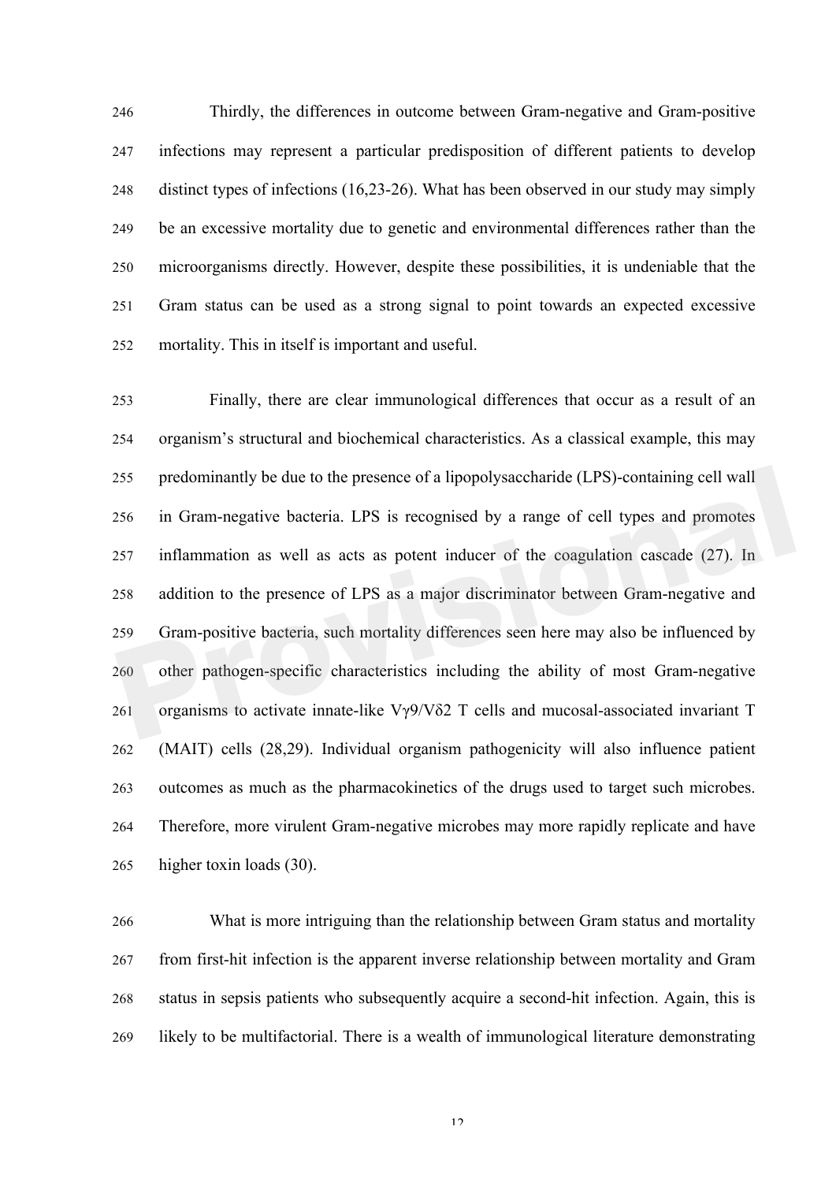Thirdly, the differences in outcome between Gram-negative and Gram-positive infections may represent a particular predisposition of different patients to develop distinct types of infections (16,23-26). What has been observed in our study may simply be an excessive mortality due to genetic and environmental differences rather than the microorganisms directly. However, despite these possibilities, it is undeniable that the Gram status can be used as a strong signal to point towards an expected excessive mortality. This in itself is important and useful.

Finally, there are clear immunological differences that occur as a result of an organism's structural and biochemical characteristics. As a classical example, this may predominantly be due to the presence of a lipopolysaccharide (LPS)-containing cell wall in Gram-negative bacteria. LPS is recognised by a range of cell types and promotes inflammation as well as acts as potent inducer of the coagulation cascade (27). In addition to the presence of LPS as a major discriminator between Gram-negative and Gram-positive bacteria, such mortality differences seen here may also be influenced by other pathogen-specific characteristics including the ability of most Gram-negative organisms to activate innate-like Vγ9/Vδ2 T cells and mucosal-associated invariant T (MAIT) cells (28,29). Individual organism pathogenicity will also influence patient outcomes as much as the pharmacokinetics of the drugs used to target such microbes. Therefore, more virulent Gram-negative microbes may more rapidly replicate and have higher toxin loads (30).

What is more intriguing than the relationship between Gram status and mortality from first-hit infection is the apparent inverse relationship between mortality and Gram status in sepsis patients who subsequently acquire a second-hit infection. Again, this is likely to be multifactorial. There is a wealth of immunological literature demonstrating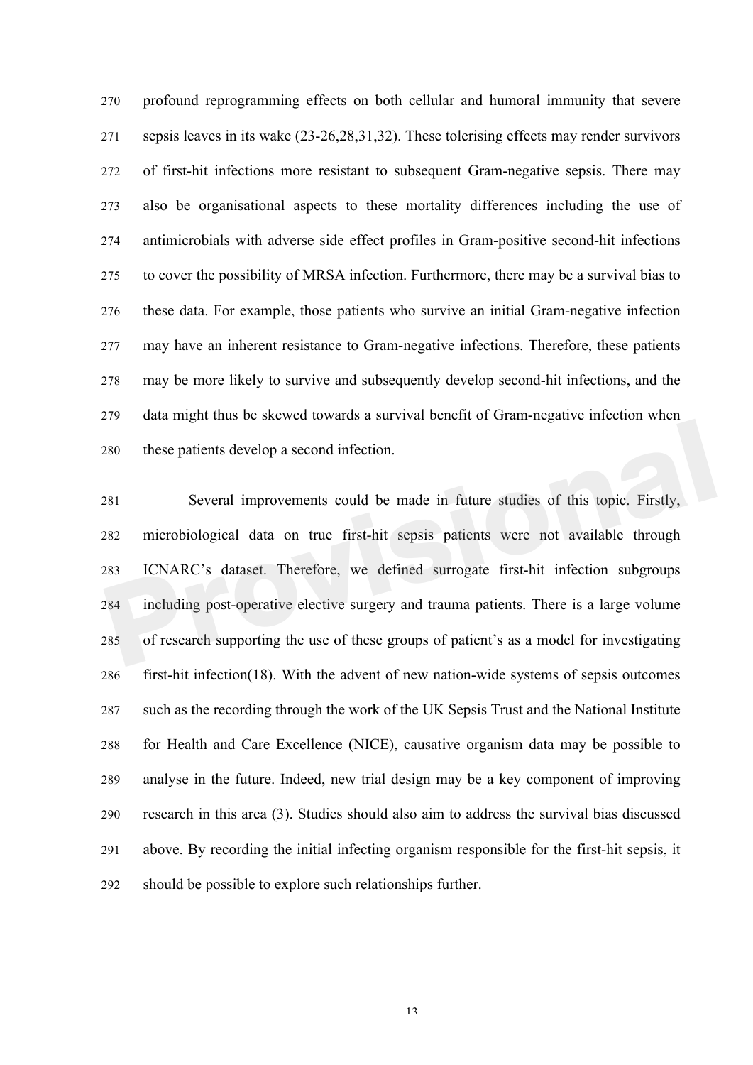profound reprogramming effects on both cellular and humoral immunity that severe sepsis leaves in its wake (23-26,28,31,32). These tolerising effects may render survivors of first-hit infections more resistant to subsequent Gram-negative sepsis. There may also be organisational aspects to these mortality differences including the use of antimicrobials with adverse side effect profiles in Gram-positive second-hit infections to cover the possibility of MRSA infection. Furthermore, there may be a survival bias to these data. For example, those patients who survive an initial Gram-negative infection may have an inherent resistance to Gram-negative infections. Therefore, these patients may be more likely to survive and subsequently develop second-hit infections, and the data might thus be skewed towards a survival benefit of Gram-negative infection when these patients develop a second infection.

Several improvements could be made in future studies of this topic. Firstly, microbiological data on true first-hit sepsis patients were not available through ICNARC's dataset. Therefore, we defined surrogate first-hit infection subgroups including post-operative elective surgery and trauma patients. There is a large volume of research supporting the use of these groups of patient's as a model for investigating first-hit infection(18). With the advent of new nation-wide systems of sepsis outcomes such as the recording through the work of the UK Sepsis Trust and the National Institute for Health and Care Excellence (NICE), causative organism data may be possible to analyse in the future. Indeed, new trial design may be a key component of improving research in this area (3). Studies should also aim to address the survival bias discussed above. By recording the initial infecting organism responsible for the first-hit sepsis, it should be possible to explore such relationships further.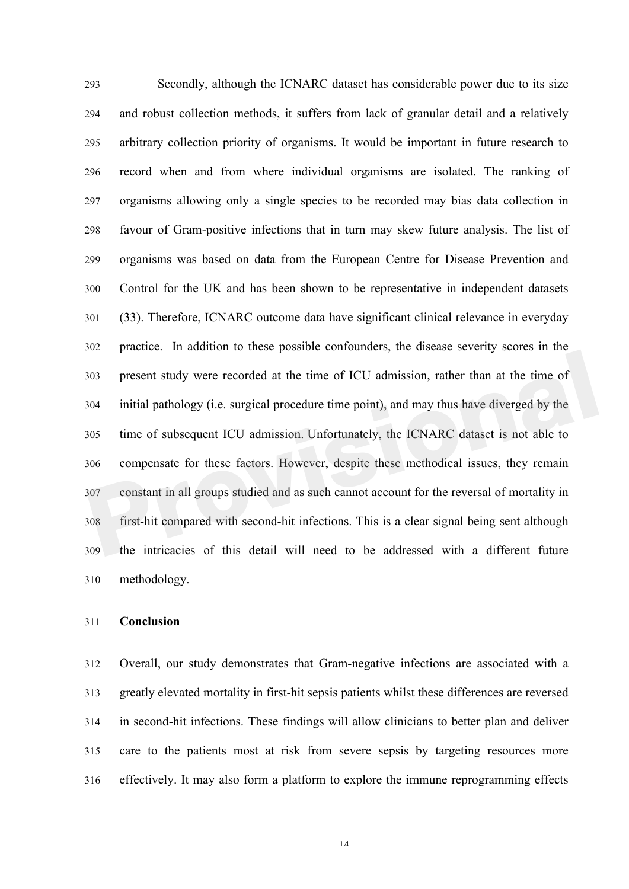Secondly, although the ICNARC dataset has considerable power due to its size and robust collection methods, it suffers from lack of granular detail and a relatively arbitrary collection priority of organisms. It would be important in future research to record when and from where individual organisms are isolated. The ranking of organisms allowing only a single species to be recorded may bias data collection in favour of Gram-positive infections that in turn may skew future analysis. The list of organisms was based on data from the European Centre for Disease Prevention and Control for the UK and has been shown to be representative in independent datasets (33). Therefore, ICNARC outcome data have significant clinical relevance in everyday practice. In addition to these possible confounders, the disease severity scores in the present study were recorded at the time of ICU admission, rather than at the time of initial pathology (i.e. surgical procedure time point), and may thus have diverged by the time of subsequent ICU admission. Unfortunately, the ICNARC dataset is not able to compensate for these factors. However, despite these methodical issues, they remain constant in all groups studied and as such cannot account for the reversal of mortality in first-hit compared with second-hit infections. This is a clear signal being sent although the intricacies of this detail will need to be addressed with a different future methodology.

## Conclusion

Overall, our study demonstrates that Gram-negative infections are associated with a greatly elevated mortality in first-hit sepsis patients whilst these differences are reversed in second-hit infections. These findings will allow clinicians to better plan and deliver care to the patients most at risk from severe sepsis by targeting resources more effectively. It may also form a platform to explore the immune reprogramming effects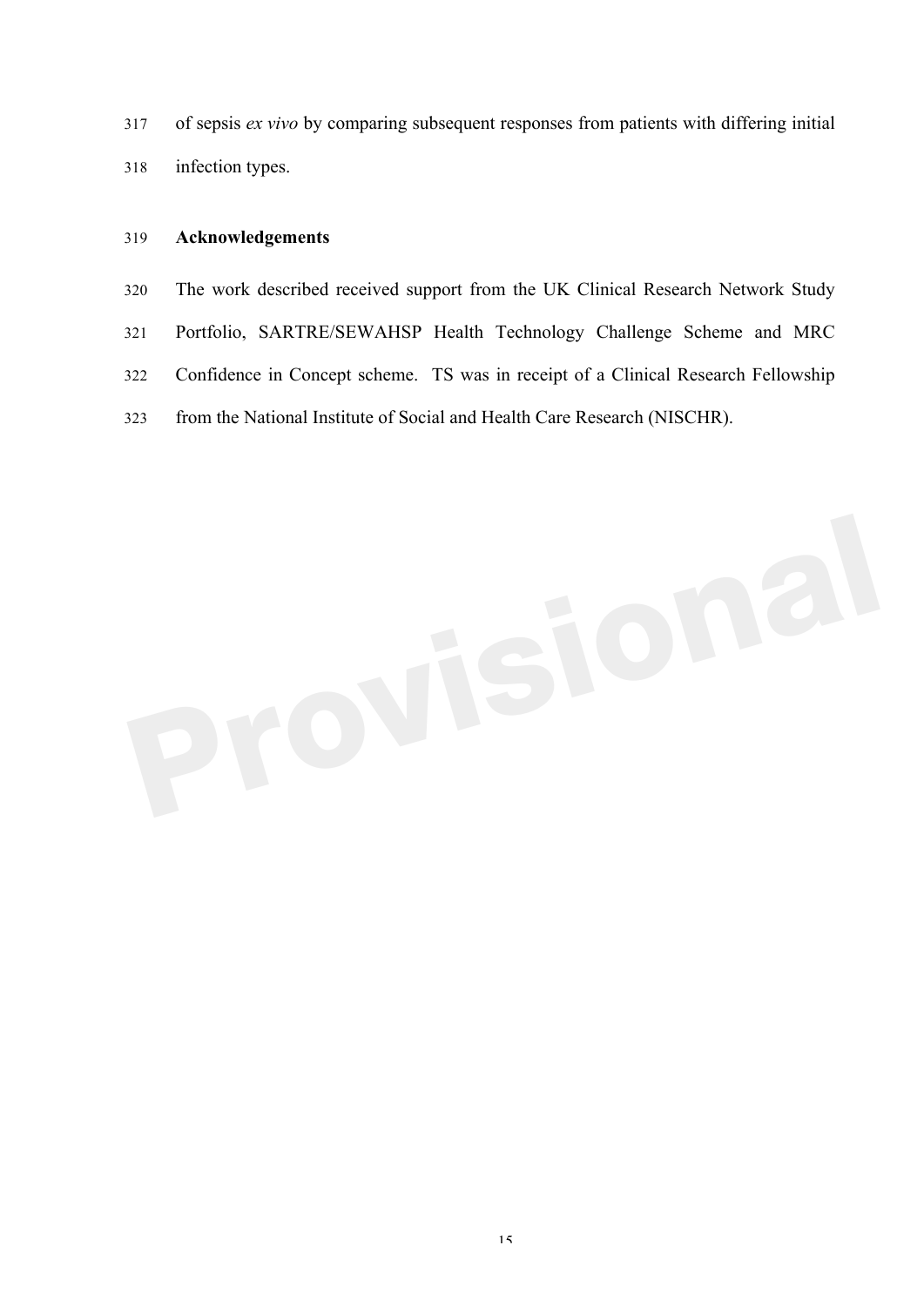of sepsis *ex vivo* by comparing subsequent responses from patients with differing initial infection types.

## Acknowledgements

The work described received support from the UK Clinical Research Network Study Portfolio, SARTRE/SEWAHSP Health Technology Challenge Scheme and MRC Confidence in Concept scheme. TS was in receipt of a Clinical Research Fellowship from the National Institute of Social and Health Care Research (NISCHR).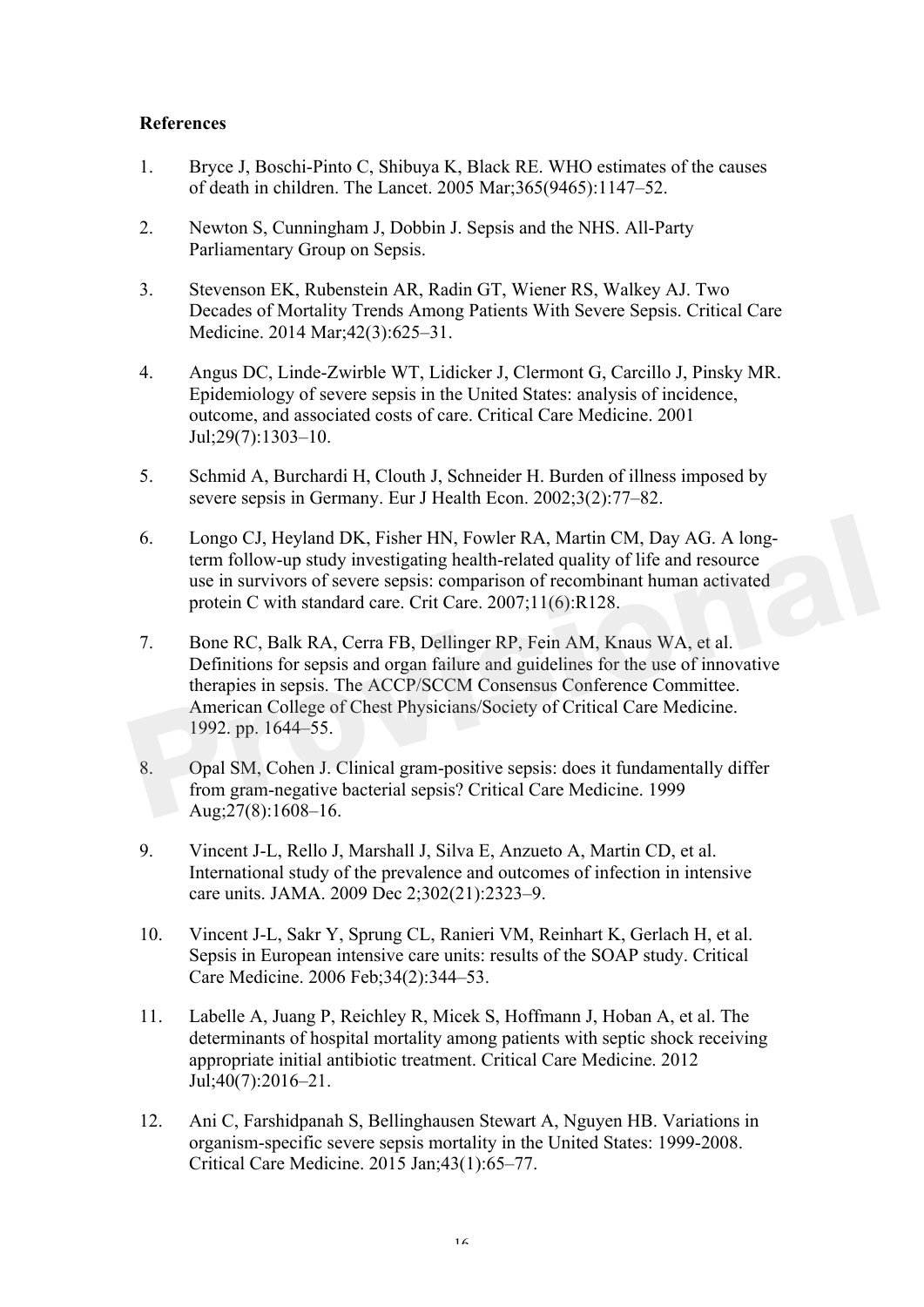**References**

1. Bryce J, Boschi-Pinto C, Shibuya K, Black RE. WHO estimates of the causes of death in children. The Lancet. 2005 Mar;365(9465):1147–52.

2. Newton S, Cunningham J, Dobbin J. Sepsis and the NHS. All-Party Parliamentary Group on Sepsis.

3. Stevenson EK, Rubenstein AR, Radin GT, Wiener RS, Walkey AJ. Two Decades of Mortality Trends Among Patients With Severe Sepsis. Critical Care Medicine. 2014 Mar;42(3):625–31.

4. Angus DC, Linde-Zwirble WT, Lidicker J, Clermont G, Carcillo J, Pinsky MR. Epidemiology of severe sepsis in the United States: analysis of incidence, outcome, and associated costs of care. Critical Care Medicine. 2001 Jul;29(7):1303–10.

5. Schmid A, Burchardi H, Clouth J, Schneider H. Burden of illness imposed by severe sepsis in Germany. Eur J Health Econ. 2002;3(2):77–82.

6. Longo CJ, Heyland DK, Fisher HN, Fowler RA, Martin CM, Day AG. A long-term follow-up study investigating health-related quality of life and resource use in survivors of severe sepsis: comparison of recombinant human activated protein C with standard care. Crit Care. 2007;11(6):R128.

7. Bone RC, Balk RA, Cerra FB, Dellinger RP, Fein AM, Knaus WA, et al. Definitions for sepsis and organ failure and guidelines for the use of innovative therapies in sepsis. The ACCP/SCCM Consensus Conference Committee. American College of Chest Physicians/Society of Critical Care Medicine. 1992. pp. 1644–55.

8. Opal SM, Cohen J. Clinical gram-positive sepsis: does it fundamentally differ from gram-negative bacterial sepsis? Critical Care Medicine. 1999 Aug;27(8):1608–16.

9. Vincent J-L, Rello J, Marshall J, Silva E, Anzueto A, Martin CD, et al. International study of the prevalence and outcomes of infection in intensive care units. JAMA. 2009 Dec 2;302(21):2323–9.

10. Vincent J-L, Sakr Y, Sprung CL, Ranieri VM, Reinhart K, Gerlach H, et al. Sepsis in European intensive care units: results of the SOAP study. Critical Care Medicine. 2006 Feb;34(2):344–53.

11. Labelle A, Juang P, Reichley R, Micek S, Hoffmann J, Hoban A, et al. The determinants of hospital mortality among patients with septic shock receiving appropriate initial antibiotic treatment. Critical Care Medicine. 2012 Jul;40(7):2016–21.

12. Ani C, Farshidpanah S, Bellinghausen Stewart A, Nguyen HB. Variations in organism-specific severe sepsis mortality in the United States: 1999-2008. Critical Care Medicine. 2015 Jan;43(1):65–77.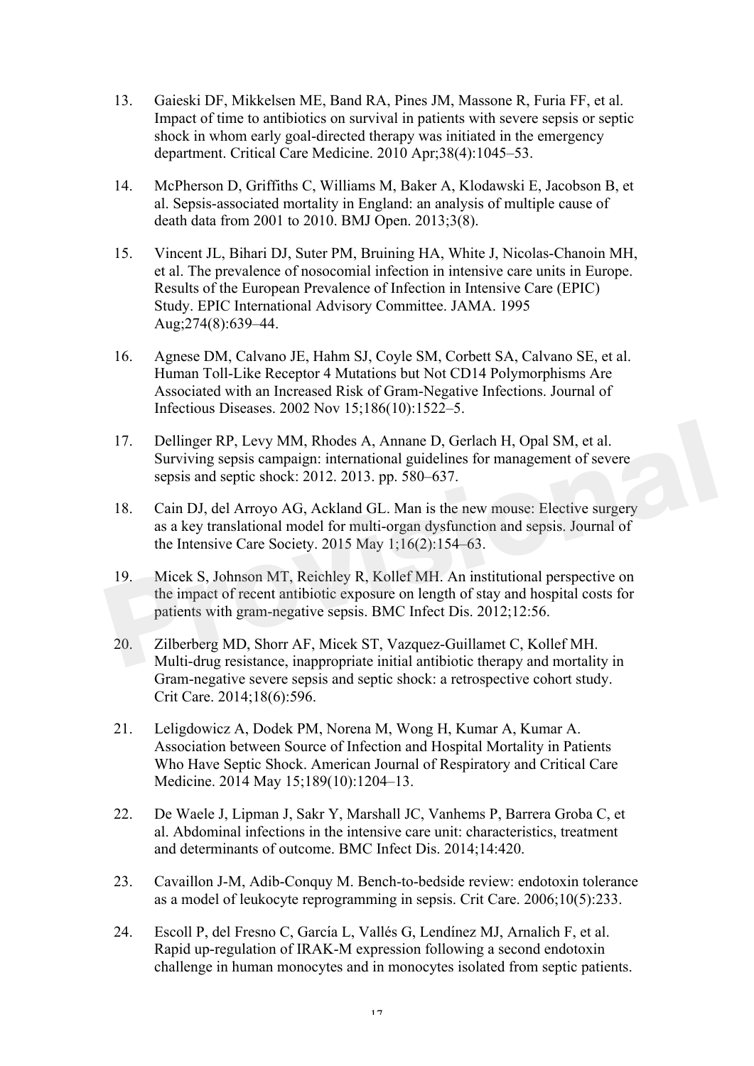13. Gaieski DF, Mikkelsen ME, Band RA, Pines JM, Massone R, Furia FF, et al. Impact of time to antibiotics on survival in patients with severe sepsis or septic shock in whom early goal-directed therapy was initiated in the emergency department. Critical Care Medicine. 2010 Apr;38(4):1045–53.

14. McPherson D, Griffiths C, Williams M, Baker A, Klodawski E, Jacobson B, et al. Sepsis-associated mortality in England: an analysis of multiple cause of death data from 2001 to 2010. BMJ Open. 2013;3(8).

15. Vincent JL, Bihari DJ, Suter PM, Bruining HA, White J, Nicolas-Chanoin MH, et al. The prevalence of nosocomial infection in intensive care units in Europe. Results of the European Prevalence of Infection in Intensive Care (EPIC) Study. EPIC International Advisory Committee. JAMA. 1995 Aug;274(8):639–44.

16. Agnese DM, Calvano JE, Hahm SJ, Coyle SM, Corbett SA, Calvano SE, et al. Human Toll-Like Receptor 4 Mutations but Not CD14 Polymorphisms Are Associated with an Increased Risk of Gram-Negative Infections. Journal of Infectious Diseases. 2002 Nov 15;186(10):1522–5.

17. Dellinger RP, Levy MM, Rhodes A, Annane D, Gerlach H, Opal SM, et al. Surviving sepsis campaign: international guidelines for management of severe sepsis and septic shock: 2012. 2013. pp. 580–637.

18. Cain DJ, del Arroyo AG, Ackland GL. Man is the new mouse: Elective surgery as a key translational model for multi-organ dysfunction and sepsis. Journal of the Intensive Care Society. 2015 May 1;16(2):154–63.

19. Micek S, Johnson MT, Reichley R, Kollef MH. An institutional perspective on the impact of recent antibiotic exposure on length of stay and hospital costs for patients with gram-negative sepsis. BMC Infect Dis. 2012;12:56.

20. Zilberberg MD, Shorr AF, Micek ST, Vazquez-Guillamet C, Kollef MH. Multi-drug resistance, inappropriate initial antibiotic therapy and mortality in Gram-negative severe sepsis and septic shock: a retrospective cohort study. Crit Care. 2014;18(6):596.

21. Leligdowicz A, Dodek PM, Norena M, Wong H, Kumar A, Kumar A. Association between Source of Infection and Hospital Mortality in Patients Who Have Septic Shock. American Journal of Respiratory and Critical Care Medicine. 2014 May 15;189(10):1204–13.

22. De Waele J, Lipman J, Sakr Y, Marshall JC, Vanhems P, Barrera Groba C, et al. Abdominal infections in the intensive care unit: characteristics, treatment and determinants of outcome. BMC Infect Dis. 2014;14:420.

23. Cavaillon J-M, Adib-Conquy M. Bench-to-bedside review: endotoxin tolerance as a model of leukocyte reprogramming in sepsis. Crit Care. 2006;10(5):233.

24. Escoll P, del Fresno C, García L, Vallés G, Lendínez MJ, Arnalich F, et al. Rapid up-regulation of IRAK-M expression following a second endotoxin challenge in human monocytes and in monocytes isolated from septic patients.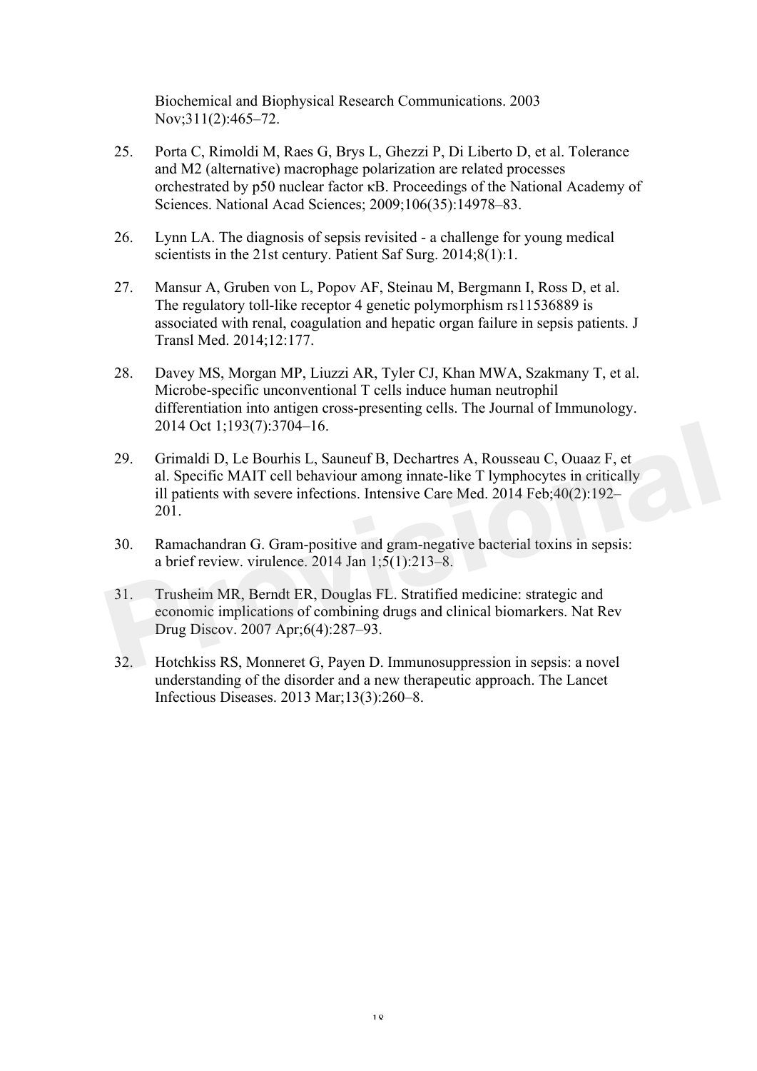Biochemical and Biophysical Research Communications. 2003 Nov;311(2):465–72.

25. Porta C, Rimoldi M, Raes G, Brys L, Ghezzi P, Di Liberto D, et al. Tolerance and M2 (alternative) macrophage polarization are related processes orchestrated by p50 nuclear factor κB. Proceedings of the National Academy of Sciences. National Acad Sciences; 2009;106(35):14978–83.

26. Lynn LA. The diagnosis of sepsis revisited - a challenge for young medical scientists in the 21st century. Patient Saf Surg. 2014;8(1):1.

27. Mansur A, Gruben von L, Popov AF, Steinau M, Bergmann I, Ross D, et al. The regulatory toll-like receptor 4 genetic polymorphism rs11536889 is associated with renal, coagulation and hepatic organ failure in sepsis patients. J Transl Med. 2014;12:177.

28. Davey MS, Morgan MP, Liuzzi AR, Tyler CJ, Khan MWA, Szakmany T, et al. Microbe-specific unconventional T cells induce human neutrophil differentiation into antigen cross-presenting cells. The Journal of Immunology. 2014 Oct 1;193(7):3704–16.

29. Grimaldi D, Le Bourhis L, Sauneuf B, Dechartres A, Rousseau C, Ouaaz F, et al. Specific MAIT cell behaviour among innate-like T lymphocytes in critically ill patients with severe infections. Intensive Care Med. 2014 Feb;40(2):192–201.

30. Ramachandran G. Gram-positive and gram-negative bacterial toxins in sepsis: a brief review. virulence. 2014 Jan 1;5(1):213–8.

31. Trusheim MR, Berndt ER, Douglas FL. Stratified medicine: strategic and economic implications of combining drugs and clinical biomarkers. Nat Rev Drug Discov. 2007 Apr;6(4):287–93.

32. Hotchkiss RS, Monneret G, Payen D. Immunosuppression in sepsis: a novel understanding of the disorder and a new therapeutic approach. The Lancet Infectious Diseases. 2013 Mar;13(3):260–8.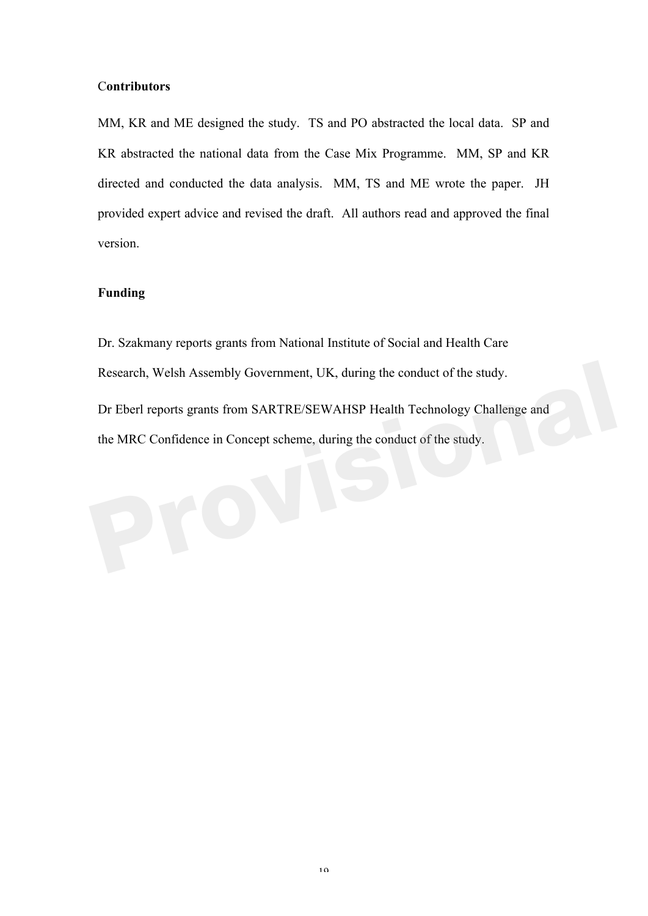**Contributors**

MM, KR and ME designed the study. TS and PO abstracted the local data. SP and KR abstracted the national data from the Case Mix Programme. MM, SP and KR directed and conducted the data analysis. MM, TS and ME wrote the paper. JH provided expert advice and revised the draft. All authors read and approved the final version.

**Funding**

Dr. Szakmany reports grants from National Institute of Social and Health Care Research, Welsh Assembly Government, UK, during the conduct of the study.

Dr Eberl reports grants from SARTRE/SEWAHSP Health Technology Challenge and the MRC Confidence in Concept scheme, during the conduct of the study.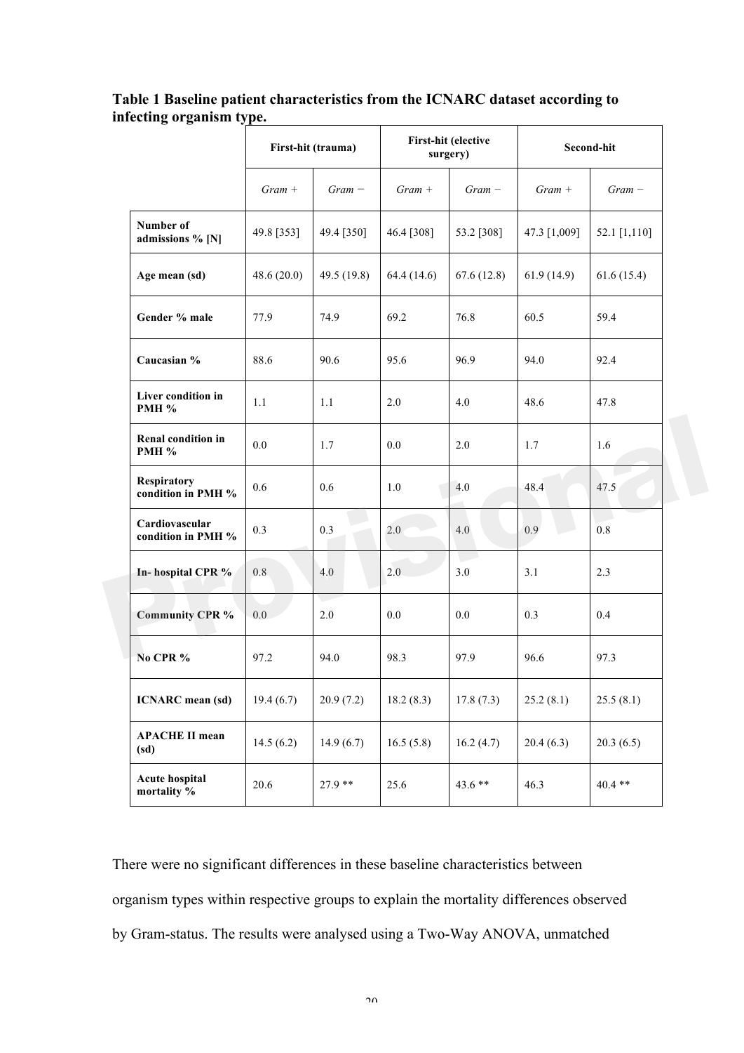**Table 1 Baseline patient characteristics from the ICNARC dataset according to infecting organism type.**

| | First-hit (trauma) | | First-hit (elective surgery) | | Second-hit | |
|---|---|---|---|---|---|---|
| | *Gram +* | *Gram −* | *Gram +* | *Gram −* | *Gram +* | *Gram −* |
| **Number of admissions % [N]** | 49.8 [353] | 49.4 [350] | 46.4 [308] | 53.2 [308] | 47.3 [1,009] | 52.1 [1,110] |
| **Age mean (sd)** | 48.6 (20.0) | 49.5 (19.8) | 64.4 (14.6) | 67.6 (12.8) | 61.9 (14.9) | 61.6 (15.4) |
| **Gender % male** | 77.9 | 74.9 | 69.2 | 76.8 | 60.5 | 59.4 |
| **Caucasian %** | 88.6 | 90.6 | 95.6 | 96.9 | 94.0 | 92.4 |
| **Liver condition in PMH %** | 1.1 | 1.1 | 2.0 | 4.0 | 48.6 | 47.8 |
| **Renal condition in PMH %** | 0.0 | 1.7 | 0.0 | 2.0 | 1.7 | 1.6 |
| **Respiratory condition in PMH %** | 0.6 | 0.6 | 1.0 | 4.0 | 48.4 | 47.5 |
| **Cardiovascular condition in PMH %** | 0.3 | 0.3 | 2.0 | 4.0 | 0.9 | 0.8 |
| **In- hospital CPR %** | 0.8 | 4.0 | 2.0 | 3.0 | 3.1 | 2.3 |
| **Community CPR %** | 0.0 | 2.0 | 0.0 | 0.0 | 0.3 | 0.4 |
| **No CPR %** | 97.2 | 94.0 | 98.3 | 97.9 | 96.6 | 97.3 |
| **ICNARC mean (sd)** | 19.4 (6.7) | 20.9 (7.2) | 18.2 (8.3) | 17.8 (7.3) | 25.2 (8.1) | 25.5 (8.1) |
| **APACHE II mean (sd)** | 14.5 (6.2) | 14.9 (6.7) | 16.5 (5.8) | 16.2 (4.7) | 20.4 (6.3) | 20.3 (6.5) |
| **Acute hospital mortality %** | 20.6 | 27.9 ** | 25.6 | 43.6 ** | 46.3 | 40.4 ** |

There were no significant differences in these baseline characteristics between organism types within respective groups to explain the mortality differences observed by Gram-status. The results were analysed using a Two-Way ANOVA, unmatched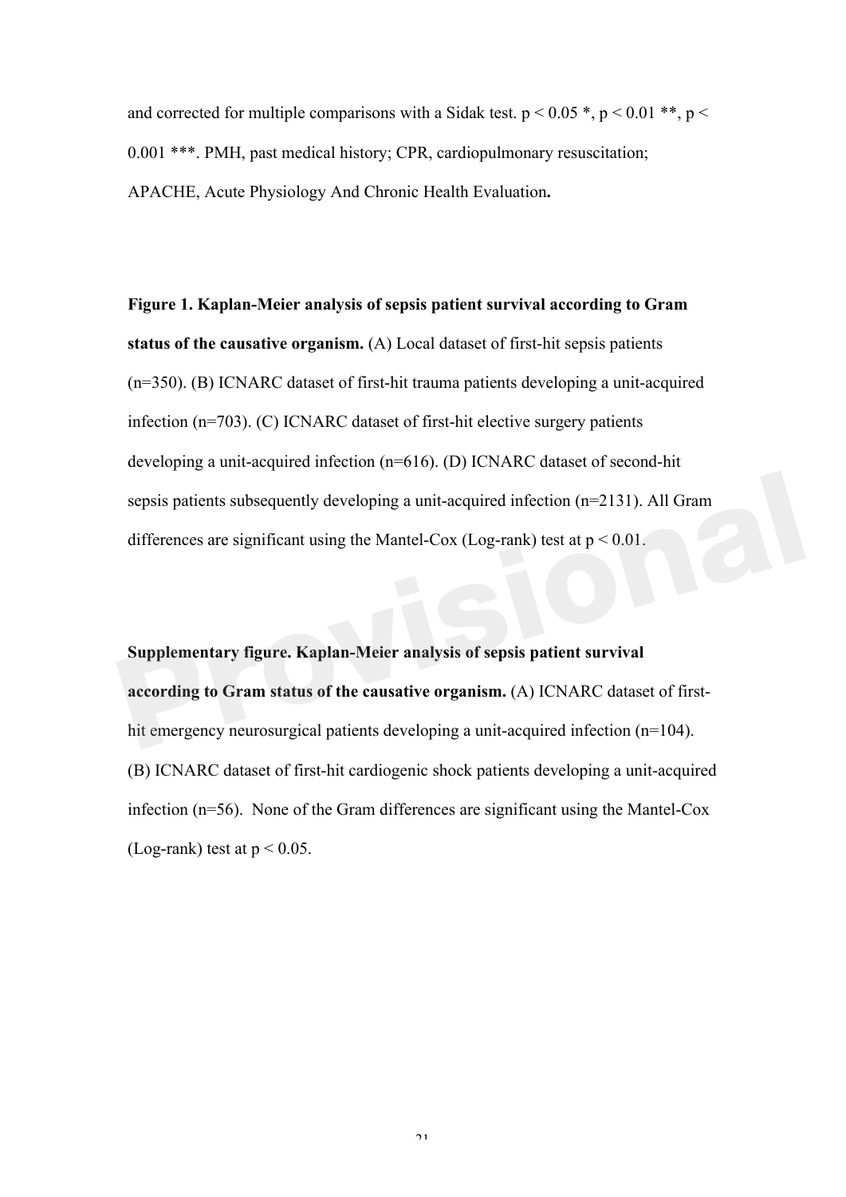and corrected for multiple comparisons with a Sidak test. $p < 0.05$ *, $p < 0.01$ **, $p < 0.001$ ***. PMH, past medical history; CPR, cardiopulmonary resuscitation; APACHE, Acute Physiology And Chronic Health Evaluation**.**

**Figure 1. Kaplan-Meier analysis of sepsis patient survival according to Gram status of the causative organism.** (A) Local dataset of first-hit sepsis patients (n=350). (B) ICNARC dataset of first-hit trauma patients developing a unit-acquired infection (n=703). (C) ICNARC dataset of first-hit elective surgery patients developing a unit-acquired infection (n=616). (D) ICNARC dataset of second-hit sepsis patients subsequently developing a unit-acquired infection (n=2131). All Gram differences are significant using the Mantel-Cox (Log-rank) test at $p < 0.01$.

**Supplementary figure. Kaplan-Meier analysis of sepsis patient survival according to Gram status of the causative organism.** (A) ICNARC dataset of first-hit emergency neurosurgical patients developing a unit-acquired infection (n=104). (B) ICNARC dataset of first-hit cardiogenic shock patients developing a unit-acquired infection (n=56). None of the Gram differences are significant using the Mantel-Cox (Log-rank) test at $p < 0.05$.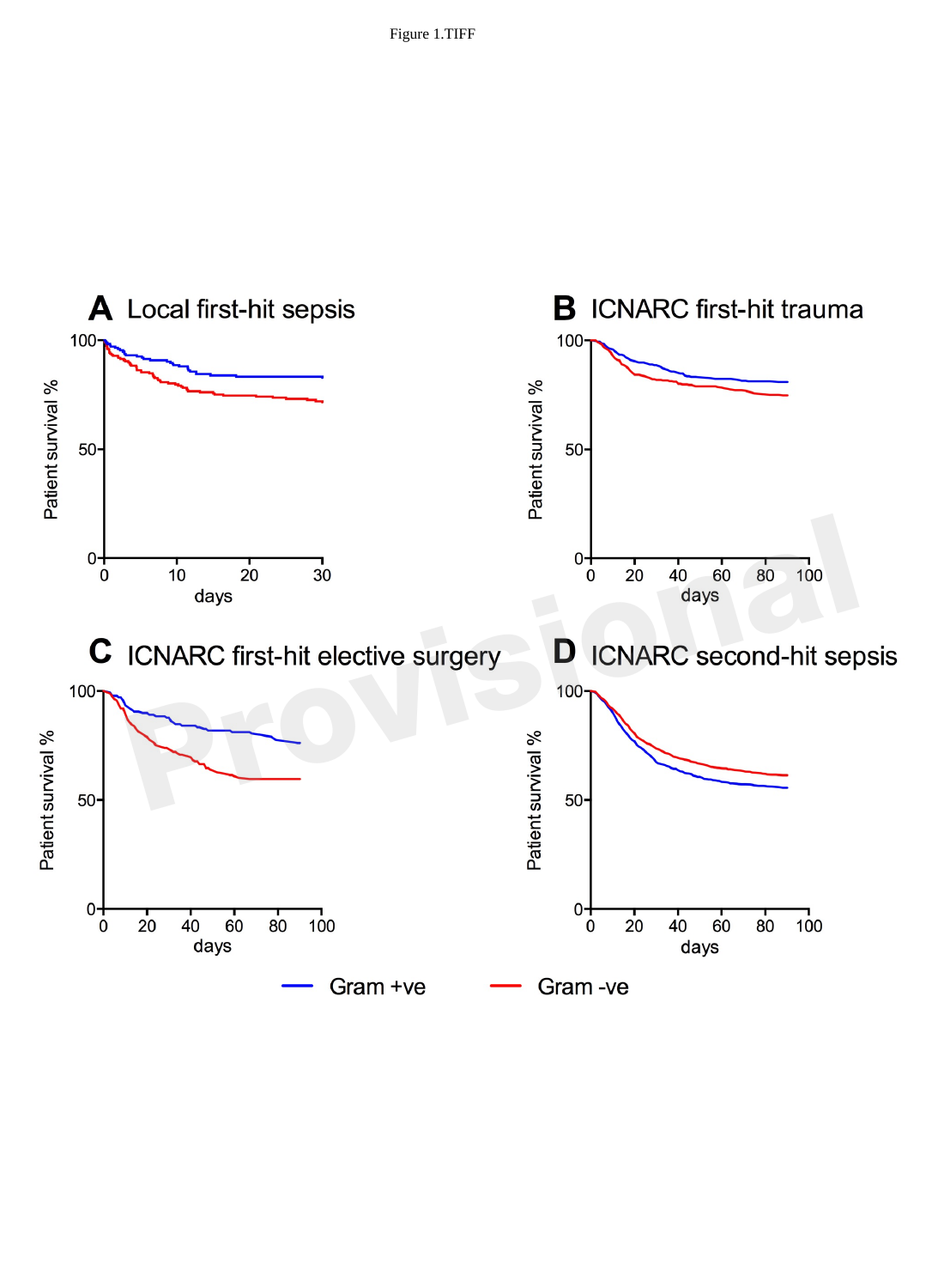Figure 1.TIFF

A Local first-hit sepsis

Patient survival %

100

50

0

0 10 20 30

days

B ICNARC first-hit trauma

Patient survival %

100

50

0

0 20 40 60 80 100

days

C ICNARC first-hit elective surgery

Patient survival %

100

50

0

0 20 40 60 80 100

days

D ICNARC second-hit sepsis

Patient survival %

100

50

0

0 20 40 60 80 100

days

Gram +ve Gram -ve